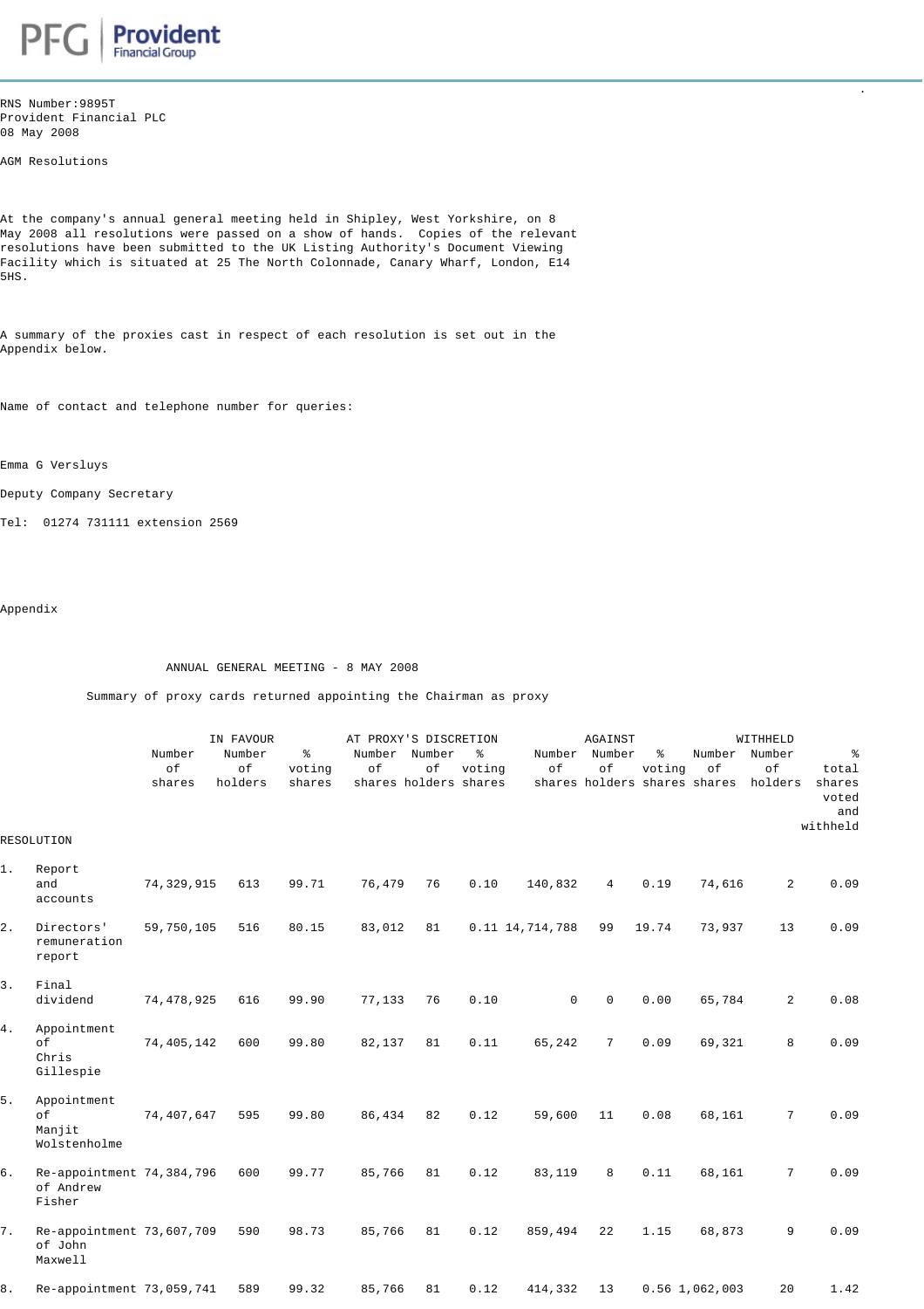RNS Number:9895T
Provident Financial PLC
08 May 2008

AGM Resolutions

At the company's annual general meeting held in Shipley, West Yorkshire, on 8 May 2008 all resolutions were passed on a show of hands. Copies of the relevant resolutions have been submitted to the UK Listing Authority's Document Viewing Facility which is situated at 25 The North Colonnade, Canary Wharf, London, E14 5HS.

A summary of the proxies cast in respect of each resolution is set out in the Appendix below.

Name of contact and telephone number for queries:

Emma G Versluys

Deputy Company Secretary

Tel: 01274 731111 extension 2569

Appendix

ANNUAL GENERAL MEETING - 8 MAY 2008

Summary of proxy cards returned appointing the Chairman as proxy

| RESOLUTION | IN FAVOUR | | | AT PROXY'S DISCRETION | | | AGAINST | | | WITHHELD | | |
|---|---|---|---|---|---|---|---|---|---|---|---|---|
| | Number of shares | Number of holders | % voting shares | Number of shares | Number of holders | % voting shares | Number of shares | Number of holders | % voting shares | Number of shares | Number of holders | % total shares voted and withheld |
| 1. Report and accounts | 74,329,915 | 613 | 99.71 | 76,479 | 76 | 0.10 | 140,832 | 4 | 0.19 | 74,616 | 2 | 0.09 |
| 2. Directors' remuneration report | 59,750,105 | 516 | 80.15 | 83,012 | 81 | 0.11 | 14,714,788 | 99 | 19.74 | 73,937 | 13 | 0.09 |
| 3. Final dividend | 74,478,925 | 616 | 99.90 | 77,133 | 76 | 0.10 | 0 | 0 | 0.00 | 65,784 | 2 | 0.08 |
| 4. Appointment of Chris Gillespie | 74,405,142 | 600 | 99.80 | 82,137 | 81 | 0.11 | 65,242 | 7 | 0.09 | 69,321 | 8 | 0.09 |
| 5. Appointment of Manjit Wolstenholme | 74,407,647 | 595 | 99.80 | 86,434 | 82 | 0.12 | 59,600 | 11 | 0.08 | 68,161 | 7 | 0.09 |
| 6. Re-appointment of Andrew Fisher | 74,384,796 | 600 | 99.77 | 85,766 | 81 | 0.12 | 83,119 | 8 | 0.11 | 68,161 | 7 | 0.09 |
| 7. Re-appointment of John Maxwell | 73,607,709 | 590 | 98.73 | 85,766 | 81 | 0.12 | 859,494 | 22 | 1.15 | 68,873 | 9 | 0.09 |
| 8. Re-appointment | 73,059,741 | 589 | 99.32 | 85,766 | 81 | 0.12 | 414,332 | 13 | 0.56 | 1,062,003 | 20 | 1.42 |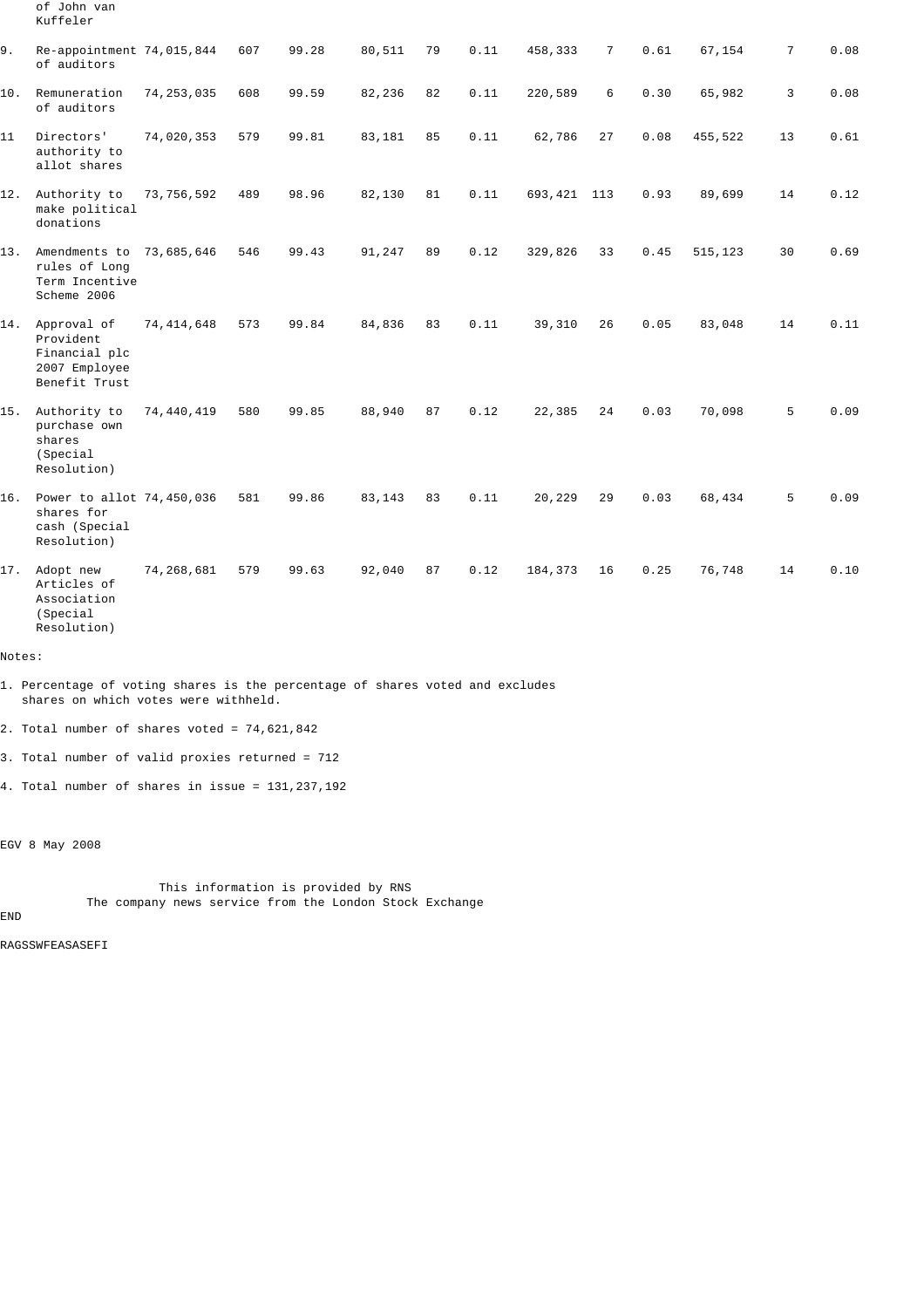| | | | | | | | | | | | | | |
|---|---|---|---|---|---|---|---|---|---|---|---|---|---|
| | of John van Kuffeler | | | | | | | | | | | | |
| 9. | Re-appointment of auditors | 74,015,844 | 607 | 99.28 | 80,511 | 79 | 0.11 | 458,333 | 7 | 0.61 | 67,154 | 7 | 0.08 |
| 10. | Remuneration of auditors | 74,253,035 | 608 | 99.59 | 82,236 | 82 | 0.11 | 220,589 | 6 | 0.30 | 65,982 | 3 | 0.08 |
| 11 | Directors' authority to allot shares | 74,020,353 | 579 | 99.81 | 83,181 | 85 | 0.11 | 62,786 | 27 | 0.08 | 455,522 | 13 | 0.61 |
| 12. | Authority to make political donations | 73,756,592 | 489 | 98.96 | 82,130 | 81 | 0.11 | 693,421 | 113 | 0.93 | 89,699 | 14 | 0.12 |
| 13. | Amendments to rules of Long Term Incentive Scheme 2006 | 73,685,646 | 546 | 99.43 | 91,247 | 89 | 0.12 | 329,826 | 33 | 0.45 | 515,123 | 30 | 0.69 |
| 14. | Approval of Provident Financial plc 2007 Employee Benefit Trust | 74,414,648 | 573 | 99.84 | 84,836 | 83 | 0.11 | 39,310 | 26 | 0.05 | 83,048 | 14 | 0.11 |
| 15. | Authority to purchase own shares (Special Resolution) | 74,440,419 | 580 | 99.85 | 88,940 | 87 | 0.12 | 22,385 | 24 | 0.03 | 70,098 | 5 | 0.09 |
| 16. | Power to allot shares for cash (Special Resolution) | 74,450,036 | 581 | 99.86 | 83,143 | 83 | 0.11 | 20,229 | 29 | 0.03 | 68,434 | 5 | 0.09 |
| 17. | Adopt new Articles of Association (Special Resolution) | 74,268,681 | 579 | 99.63 | 92,040 | 87 | 0.12 | 184,373 | 16 | 0.25 | 76,748 | 14 | 0.10 |

Notes:

1. Percentage of voting shares is the percentage of shares voted and excludes shares on which votes were withheld.

2. Total number of shares voted = 74,621,842

3. Total number of valid proxies returned = 712

4. Total number of shares in issue = 131,237,192

EGV 8 May 2008

This information is provided by RNS
The company news service from the London Stock Exchange

END

RAGSSWFEASASEFI